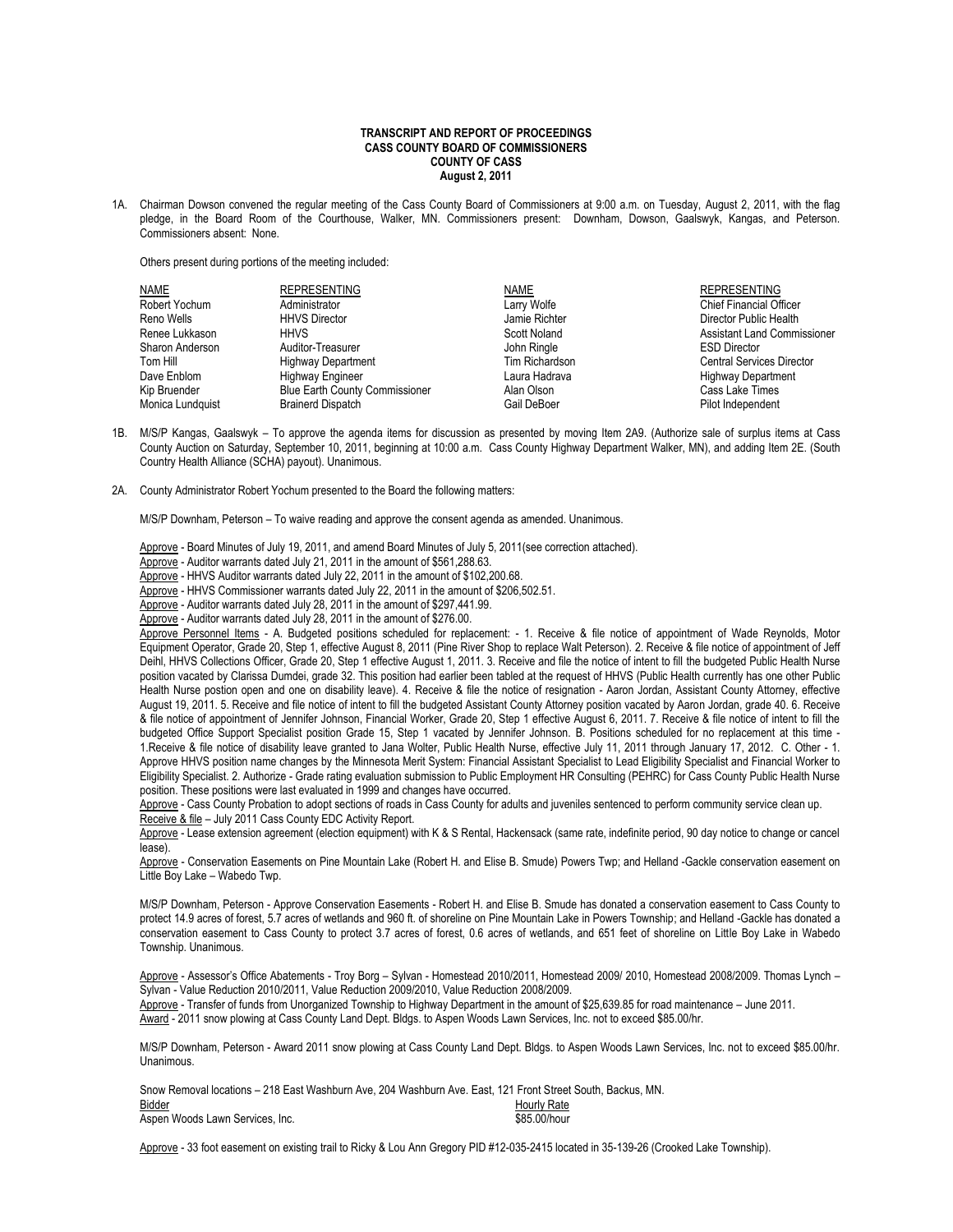**TRANSCRIPT AND REPORT OF PROCEEDINGS**
**CASS COUNTY BOARD OF COMMISSIONERS**
**COUNTY OF CASS**
**August 2, 2011**

1A. Chairman Dowson convened the regular meeting of the Cass County Board of Commissioners at 9:00 a.m. on Tuesday, August 2, 2011, with the flag pledge, in the Board Room of the Courthouse, Walker, MN. Commissioners present: Downham, Dowson, Gaalswyk, Kangas, and Peterson. Commissioners absent: None.

Others present during portions of the meeting included:

| NAME | REPRESENTING | NAME | REPRESENTING |
|---|---|---|---|
| Robert Yochum | Administrator | Larry Wolfe | Chief Financial Officer |
| Reno Wells | HHVS Director | Jamie Richter | Director Public Health |
| Renee Lukkason | HHVS | Scott Noland | Assistant Land Commissioner |
| Sharon Anderson | Auditor-Treasurer | John Ringle | ESD Director |
| Tom Hill | Highway Department | Tim Richardson | Central Services Director |
| Dave Enblom | Highway Engineer | Laura Hadrava | Highway Department |
| Kip Bruender | Blue Earth County Commissioner | Alan Olson | Cass Lake Times |
| Monica Lundquist | Brainerd Dispatch | Gail DeBoer | Pilot Independent |

1B. M/S/P Kangas, Gaalswyk – To approve the agenda items for discussion as presented by moving Item 2A9. (Authorize sale of surplus items at Cass County Auction on Saturday, September 10, 2011, beginning at 10:00 a.m. Cass County Highway Department Walker, MN), and adding Item 2E. (South Country Health Alliance (SCHA) payout). Unanimous.

2A. County Administrator Robert Yochum presented to the Board the following matters:

M/S/P Downham, Peterson – To waive reading and approve the consent agenda as amended. Unanimous.

Approve - Board Minutes of July 19, 2011, and amend Board Minutes of July 5, 2011(see correction attached).
Approve - Auditor warrants dated July 21, 2011 in the amount of $561,288.63.
Approve - HHVS Auditor warrants dated July 22, 2011 in the amount of $102,200.68.
Approve - HHVS Commissioner warrants dated July 22, 2011 in the amount of $206,502.51.
Approve - Auditor warrants dated July 28, 2011 in the amount of $297,441.99.
Approve - Auditor warrants dated July 28, 2011 in the amount of $276.00.
Approve Personnel Items - A. Budgeted positions scheduled for replacement: - 1. Receive & file notice of appointment of Wade Reynolds, Motor Equipment Operator, Grade 20, Step 1, effective August 8, 2011 (Pine River Shop to replace Walt Peterson). 2. Receive & file notice of appointment of Jeff Deihl, HHVS Collections Officer, Grade 20, Step 1 effective August 1, 2011. 3. Receive and file the notice of intent to fill the budgeted Public Health Nurse position vacated by Clarissa Dumdei, grade 32. This position had earlier been tabled at the request of HHVS (Public Health currently has one other Public Health Nurse postion open and one on disability leave). 4. Receive & file the notice of resignation - Aaron Jordan, Assistant County Attorney, effective August 19, 2011. 5. Receive and file notice of intent to fill the budgeted Assistant County Attorney position vacated by Aaron Jordan, grade 40. 6. Receive & file notice of appointment of Jennifer Johnson, Financial Worker, Grade 20, Step 1 effective August 6, 2011. 7. Receive & file notice of intent to fill the budgeted Office Support Specialist position Grade 15, Step 1 vacated by Jennifer Johnson. B. Positions scheduled for no replacement at this time - 1.Receive & file notice of disability leave granted to Jana Wolter, Public Health Nurse, effective July 11, 2011 through January 17, 2012. C. Other - 1. Approve HHVS position name changes by the Minnesota Merit System: Financial Assistant Specialist to Lead Eligibility Specialist and Financial Worker to Eligibility Specialist. 2. Authorize - Grade rating evaluation submission to Public Employment HR Consulting (PEHRC) for Cass County Public Health Nurse position. These positions were last evaluated in 1999 and changes have occurred.
Approve - Cass County Probation to adopt sections of roads in Cass County for adults and juveniles sentenced to perform community service clean up.
Receive & file – July 2011 Cass County EDC Activity Report.
Approve - Lease extension agreement (election equipment) with K & S Rental, Hackensack (same rate, indefinite period, 90 day notice to change or cancel lease).
Approve - Conservation Easements on Pine Mountain Lake (Robert H. and Elise B. Smude) Powers Twp; and Helland -Gackle conservation easement on Little Boy Lake – Wabedo Twp.

M/S/P Downham, Peterson - Approve Conservation Easements - Robert H. and Elise B. Smude has donated a conservation easement to Cass County to protect 14.9 acres of forest, 5.7 acres of wetlands and 960 ft. of shoreline on Pine Mountain Lake in Powers Township; and Helland -Gackle has donated a conservation easement to Cass County to protect 3.7 acres of forest, 0.6 acres of wetlands, and 651 feet of shoreline on Little Boy Lake in Wabedo Township. Unanimous.

Approve - Assessor's Office Abatements - Troy Borg – Sylvan - Homestead 2010/2011, Homestead 2009/ 2010, Homestead 2008/2009. Thomas Lynch – Sylvan - Value Reduction 2010/2011, Value Reduction 2009/2010, Value Reduction 2008/2009.
Approve - Transfer of funds from Unorganized Township to Highway Department in the amount of $25,639.85 for road maintenance – June 2011.
Award - 2011 snow plowing at Cass County Land Dept. Bldgs. to Aspen Woods Lawn Services, Inc. not to exceed $85.00/hr.

M/S/P Downham, Peterson - Award 2011 snow plowing at Cass County Land Dept. Bldgs. to Aspen Woods Lawn Services, Inc. not to exceed $85.00/hr. Unanimous.

Snow Removal locations – 218 East Washburn Ave, 204 Washburn Ave. East, 121 Front Street South, Backus, MN.

| Bidder | Hourly Rate |
|---|---|
| Aspen Woods Lawn Services, Inc. | $85.00/hour |

Approve - 33 foot easement on existing trail to Ricky & Lou Ann Gregory PID #12-035-2415 located in 35-139-26 (Crooked Lake Township).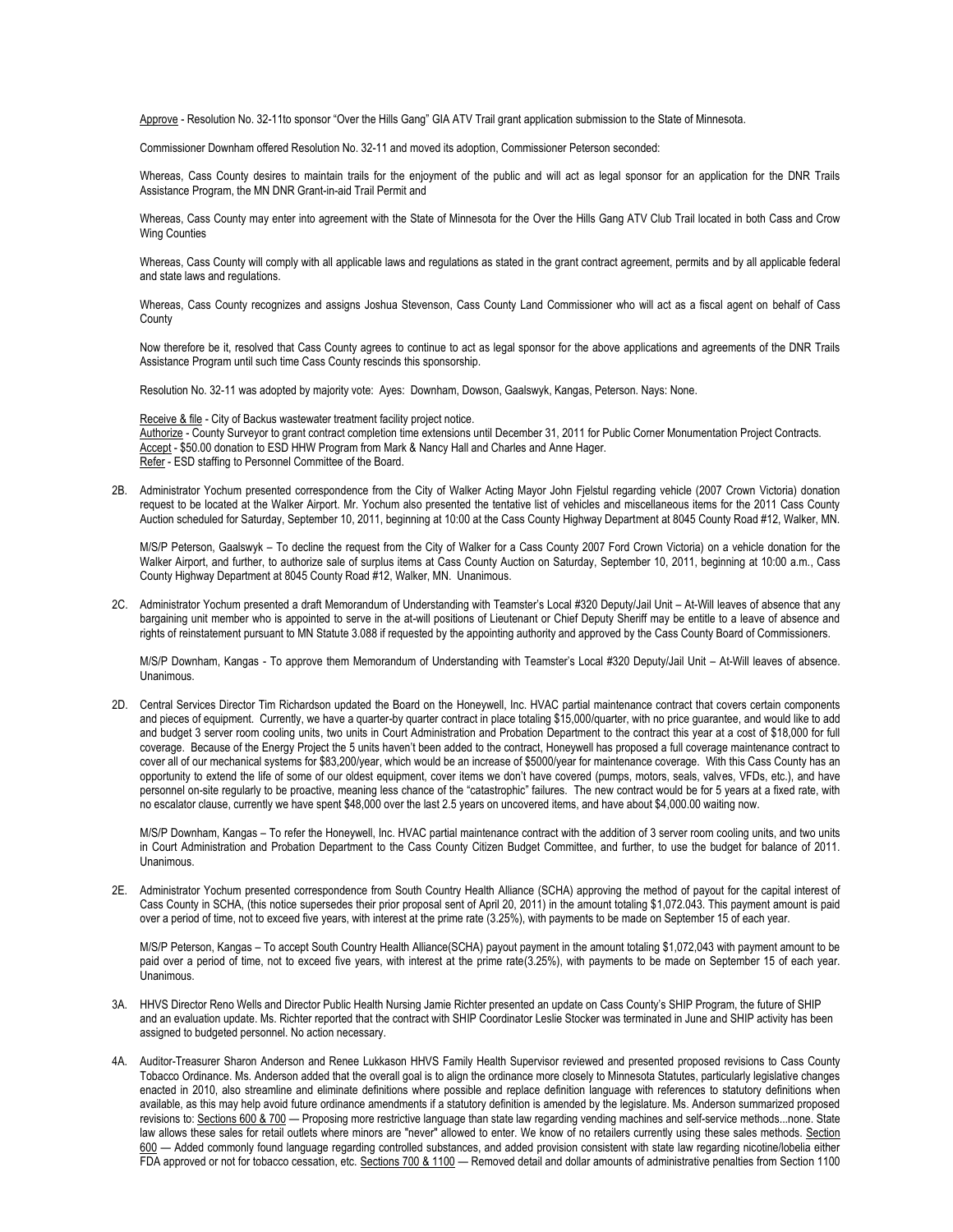Approve - Resolution No. 32-11to sponsor "Over the Hills Gang" GIA ATV Trail grant application submission to the State of Minnesota.

Commissioner Downham offered Resolution No. 32-11 and moved its adoption, Commissioner Peterson seconded:

Whereas, Cass County desires to maintain trails for the enjoyment of the public and will act as legal sponsor for an application for the DNR Trails Assistance Program, the MN DNR Grant-in-aid Trail Permit and

Whereas, Cass County may enter into agreement with the State of Minnesota for the Over the Hills Gang ATV Club Trail located in both Cass and Crow Wing Counties

Whereas, Cass County will comply with all applicable laws and regulations as stated in the grant contract agreement, permits and by all applicable federal and state laws and regulations.

Whereas, Cass County recognizes and assigns Joshua Stevenson, Cass County Land Commissioner who will act as a fiscal agent on behalf of Cass County

Now therefore be it, resolved that Cass County agrees to continue to act as legal sponsor for the above applications and agreements of the DNR Trails Assistance Program until such time Cass County rescinds this sponsorship.

Resolution No. 32-11 was adopted by majority vote: Ayes: Downham, Dowson, Gaalswyk, Kangas, Peterson. Nays: None.

Receive & file - City of Backus wastewater treatment facility project notice.
Authorize - County Surveyor to grant contract completion time extensions until December 31, 2011 for Public Corner Monumentation Project Contracts.
Accept - $50.00 donation to ESD HHW Program from Mark & Nancy Hall and Charles and Anne Hager.
Refer - ESD staffing to Personnel Committee of the Board.

2B. Administrator Yochum presented correspondence from the City of Walker Acting Mayor John Fjelstul regarding vehicle (2007 Crown Victoria) donation request to be located at the Walker Airport. Mr. Yochum also presented the tentative list of vehicles and miscellaneous items for the 2011 Cass County Auction scheduled for Saturday, September 10, 2011, beginning at 10:00 at the Cass County Highway Department at 8045 County Road #12, Walker, MN.

M/S/P Peterson, Gaalswyk – To decline the request from the City of Walker for a Cass County 2007 Ford Crown Victoria) on a vehicle donation for the Walker Airport, and further, to authorize sale of surplus items at Cass County Auction on Saturday, September 10, 2011, beginning at 10:00 a.m., Cass County Highway Department at 8045 County Road #12, Walker, MN. Unanimous.

2C. Administrator Yochum presented a draft Memorandum of Understanding with Teamster's Local #320 Deputy/Jail Unit – At-Will leaves of absence that any bargaining unit member who is appointed to serve in the at-will positions of Lieutenant or Chief Deputy Sheriff may be entitle to a leave of absence and rights of reinstatement pursuant to MN Statute 3.088 if requested by the appointing authority and approved by the Cass County Board of Commissioners.

M/S/P Downham, Kangas - To approve them Memorandum of Understanding with Teamster's Local #320 Deputy/Jail Unit – At-Will leaves of absence. Unanimous.

2D. Central Services Director Tim Richardson updated the Board on the Honeywell, Inc. HVAC partial maintenance contract that covers certain components and pieces of equipment. Currently, we have a quarter-by quarter contract in place totaling $15,000/quarter, with no price guarantee, and would like to add and budget 3 server room cooling units, two units in Court Administration and Probation Department to the contract this year at a cost of $18,000 for full coverage. Because of the Energy Project the 5 units haven't been added to the contract, Honeywell has proposed a full coverage maintenance contract to cover all of our mechanical systems for $83,200/year, which would be an increase of $5000/year for maintenance coverage. With this Cass County has an opportunity to extend the life of some of our oldest equipment, cover items we don't have covered (pumps, motors, seals, valves, VFDs, etc.), and have personnel on-site regularly to be proactive, meaning less chance of the "catastrophic" failures. The new contract would be for 5 years at a fixed rate, with no escalator clause, currently we have spent $48,000 over the last 2.5 years on uncovered items, and have about $4,000.00 waiting now.

M/S/P Downham, Kangas – To refer the Honeywell, Inc. HVAC partial maintenance contract with the addition of 3 server room cooling units, and two units in Court Administration and Probation Department to the Cass County Citizen Budget Committee, and further, to use the budget for balance of 2011. Unanimous.

2E. Administrator Yochum presented correspondence from South Country Health Alliance (SCHA) approving the method of payout for the capital interest of Cass County in SCHA, (this notice supersedes their prior proposal sent of April 20, 2011) in the amount totaling $1,072.043. This payment amount is paid over a period of time, not to exceed five years, with interest at the prime rate (3.25%), with payments to be made on September 15 of each year.

M/S/P Peterson, Kangas – To accept South Country Health Alliance(SCHA) payout payment in the amount totaling $1,072,043 with payment amount to be paid over a period of time, not to exceed five years, with interest at the prime rate(3.25%), with payments to be made on September 15 of each year. Unanimous.

3A. HHVS Director Reno Wells and Director Public Health Nursing Jamie Richter presented an update on Cass County's SHIP Program, the future of SHIP and an evaluation update. Ms. Richter reported that the contract with SHIP Coordinator Leslie Stocker was terminated in June and SHIP activity has been assigned to budgeted personnel. No action necessary.

4A. Auditor-Treasurer Sharon Anderson and Renee Lukkason HHVS Family Health Supervisor reviewed and presented proposed revisions to Cass County Tobacco Ordinance. Ms. Anderson added that the overall goal is to align the ordinance more closely to Minnesota Statutes, particularly legislative changes enacted in 2010, also streamline and eliminate definitions where possible and replace definition language with references to statutory definitions when available, as this may help avoid future ordinance amendments if a statutory definition is amended by the legislature. Ms. Anderson summarized proposed revisions to: Sections 600 & 700 — Proposing more restrictive language than state law regarding vending machines and self-service methods...none. State law allows these sales for retail outlets where minors are "never" allowed to enter. We know of no retailers currently using these sales methods. Section 600 — Added commonly found language regarding controlled substances, and added provision consistent with state law regarding nicotine/lobelia either FDA approved or not for tobacco cessation, etc. Sections 700 & 1100 — Removed detail and dollar amounts of administrative penalties from Section 1100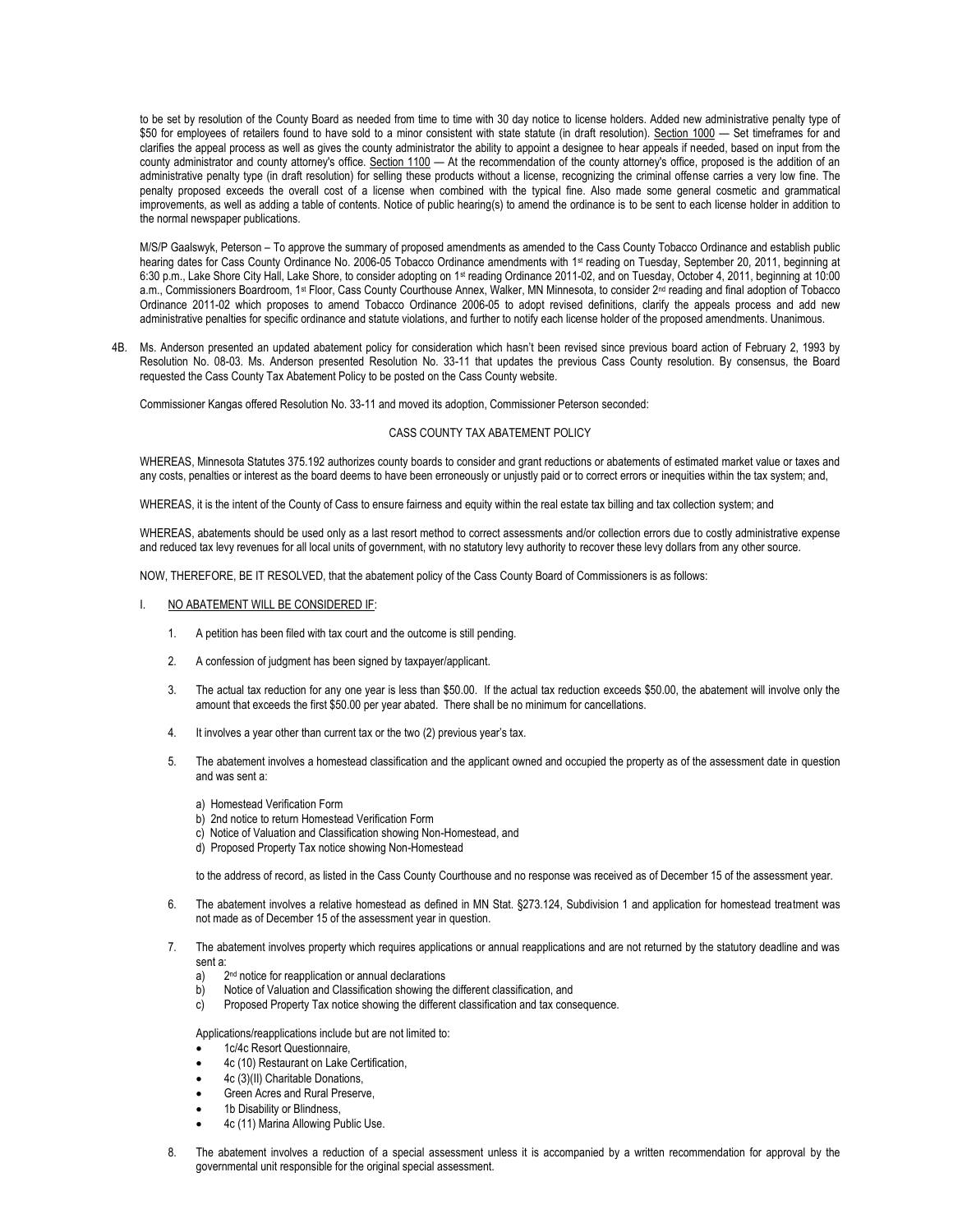to be set by resolution of the County Board as needed from time to time with 30 day notice to license holders. Added new administrative penalty type of $50 for employees of retailers found to have sold to a minor consistent with state statute (in draft resolution). Section 1000 — Set timeframes for and clarifies the appeal process as well as gives the county administrator the ability to appoint a designee to hear appeals if needed, based on input from the county administrator and county attorney's office. Section 1100 — At the recommendation of the county attorney's office, proposed is the addition of an administrative penalty type (in draft resolution) for selling these products without a license, recognizing the criminal offense carries a very low fine. The penalty proposed exceeds the overall cost of a license when combined with the typical fine. Also made some general cosmetic and grammatical improvements, as well as adding a table of contents. Notice of public hearing(s) to amend the ordinance is to be sent to each license holder in addition to the normal newspaper publications.

M/S/P Gaalswyk, Peterson – To approve the summary of proposed amendments as amended to the Cass County Tobacco Ordinance and establish public hearing dates for Cass County Ordinance No. 2006-05 Tobacco Ordinance amendments with 1st reading on Tuesday, September 20, 2011, beginning at 6:30 p.m., Lake Shore City Hall, Lake Shore, to consider adopting on 1st reading Ordinance 2011-02, and on Tuesday, October 4, 2011, beginning at 10:00 a.m., Commissioners Boardroom, 1st Floor, Cass County Courthouse Annex, Walker, MN Minnesota, to consider 2nd reading and final adoption of Tobacco Ordinance 2011-02 which proposes to amend Tobacco Ordinance 2006-05 to adopt revised definitions, clarify the appeals process and add new administrative penalties for specific ordinance and statute violations, and further to notify each license holder of the proposed amendments. Unanimous.

4B. Ms. Anderson presented an updated abatement policy for consideration which hasn't been revised since previous board action of February 2, 1993 by Resolution No. 08-03. Ms. Anderson presented Resolution No. 33-11 that updates the previous Cass County resolution. By consensus, the Board requested the Cass County Tax Abatement Policy to be posted on the Cass County website.

Commissioner Kangas offered Resolution No. 33-11 and moved its adoption, Commissioner Peterson seconded:

CASS COUNTY TAX ABATEMENT POLICY

WHEREAS, Minnesota Statutes 375.192 authorizes county boards to consider and grant reductions or abatements of estimated market value or taxes and any costs, penalties or interest as the board deems to have been erroneously or unjustly paid or to correct errors or inequities within the tax system; and,

WHEREAS, it is the intent of the County of Cass to ensure fairness and equity within the real estate tax billing and tax collection system; and

WHEREAS, abatements should be used only as a last resort method to correct assessments and/or collection errors due to costly administrative expense and reduced tax levy revenues for all local units of government, with no statutory levy authority to recover these levy dollars from any other source.

NOW, THEREFORE, BE IT RESOLVED, that the abatement policy of the Cass County Board of Commissioners is as follows:

I. NO ABATEMENT WILL BE CONSIDERED IF:

1. A petition has been filed with tax court and the outcome is still pending.

2. A confession of judgment has been signed by taxpayer/applicant.

3. The actual tax reduction for any one year is less than $50.00. If the actual tax reduction exceeds $50.00, the abatement will involve only the amount that exceeds the first $50.00 per year abated. There shall be no minimum for cancellations.

4. It involves a year other than current tax or the two (2) previous year's tax.

5. The abatement involves a homestead classification and the applicant owned and occupied the property as of the assessment date in question and was sent a:

   a) Homestead Verification Form
   b) 2nd notice to return Homestead Verification Form
   c) Notice of Valuation and Classification showing Non-Homestead, and
   d) Proposed Property Tax notice showing Non-Homestead

   to the address of record, as listed in the Cass County Courthouse and no response was received as of December 15 of the assessment year.

6. The abatement involves a relative homestead as defined in MN Stat. §273.124, Subdivision 1 and application for homestead treatment was not made as of December 15 of the assessment year in question.

7. The abatement involves property which requires applications or annual reapplications and are not returned by the statutory deadline and was sent a:
   a) 2nd notice for reapplication or annual declarations
   b) Notice of Valuation and Classification showing the different classification, and
   c) Proposed Property Tax notice showing the different classification and tax consequence.

   Applications/reapplications include but are not limited to:
   - 1c/4c Resort Questionnaire,
   - 4c (10) Restaurant on Lake Certification,
   - 4c (3)(II) Charitable Donations,
   - Green Acres and Rural Preserve,
   - 1b Disability or Blindness,
   - 4c (11) Marina Allowing Public Use.

8. The abatement involves a reduction of a special assessment unless it is accompanied by a written recommendation for approval by the governmental unit responsible for the original special assessment.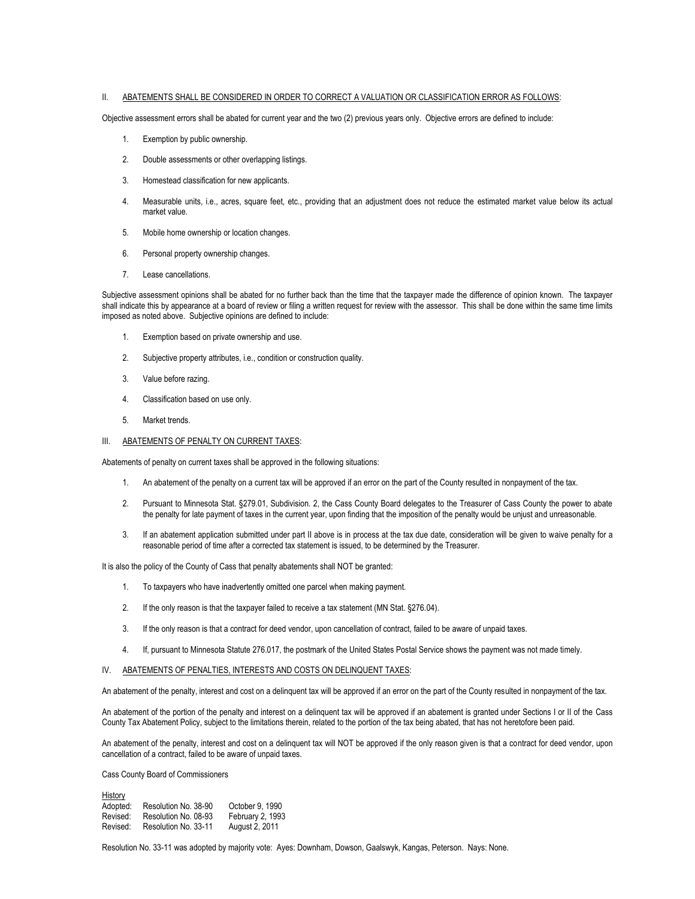## II. ABATEMENTS SHALL BE CONSIDERED IN ORDER TO CORRECT A VALUATION OR CLASSIFICATION ERROR AS FOLLOWS:

Objective assessment errors shall be abated for current year and the two (2) previous years only. Objective errors are defined to include:

1. Exemption by public ownership.
2. Double assessments or other overlapping listings.
3. Homestead classification for new applicants.
4. Measurable units, i.e., acres, square feet, etc., providing that an adjustment does not reduce the estimated market value below its actual market value.
5. Mobile home ownership or location changes.
6. Personal property ownership changes.
7. Lease cancellations.

Subjective assessment opinions shall be abated for no further back than the time that the taxpayer made the difference of opinion known. The taxpayer shall indicate this by appearance at a board of review or filing a written request for review with the assessor. This shall be done within the same time limits imposed as noted above. Subjective opinions are defined to include:

1. Exemption based on private ownership and use.
2. Subjective property attributes, i.e., condition or construction quality.
3. Value before razing.
4. Classification based on use only.
5. Market trends.

## III. ABATEMENTS OF PENALTY ON CURRENT TAXES:

Abatements of penalty on current taxes shall be approved in the following situations:

1. An abatement of the penalty on a current tax will be approved if an error on the part of the County resulted in nonpayment of the tax.
2. Pursuant to Minnesota Stat. §279.01, Subdivision. 2, the Cass County Board delegates to the Treasurer of Cass County the power to abate the penalty for late payment of taxes in the current year, upon finding that the imposition of the penalty would be unjust and unreasonable.
3. If an abatement application submitted under part II above is in process at the tax due date, consideration will be given to waive penalty for a reasonable period of time after a corrected tax statement is issued, to be determined by the Treasurer.

It is also the policy of the County of Cass that penalty abatements shall NOT be granted:

1. To taxpayers who have inadvertently omitted one parcel when making payment.
2. If the only reason is that the taxpayer failed to receive a tax statement (MN Stat. §276.04).
3. If the only reason is that a contract for deed vendor, upon cancellation of contract, failed to be aware of unpaid taxes.
4. If, pursuant to Minnesota Statute 276.017, the postmark of the United States Postal Service shows the payment was not made timely.

## IV. ABATEMENTS OF PENALTIES, INTERESTS AND COSTS ON DELINQUENT TAXES:

An abatement of the penalty, interest and cost on a delinquent tax will be approved if an error on the part of the County resulted in nonpayment of the tax.

An abatement of the portion of the penalty and interest on a delinquent tax will be approved if an abatement is granted under Sections I or II of the Cass County Tax Abatement Policy, subject to the limitations therein, related to the portion of the tax being abated, that has not heretofore been paid.

An abatement of the penalty, interest and cost on a delinquent tax will NOT be approved if the only reason given is that a contract for deed vendor, upon cancellation of a contract, failed to be aware of unpaid taxes.

Cass County Board of Commissioners

History

| | | |
|---|---|---|
| Adopted: | Resolution No. 38-90 | October 9, 1990 |
| Revised: | Resolution No. 08-93 | February 2, 1993 |
| Revised: | Resolution No. 33-11 | August 2, 2011 |

Resolution No. 33-11 was adopted by majority vote: Ayes: Downham, Dowson, Gaalswyk, Kangas, Peterson. Nays: None.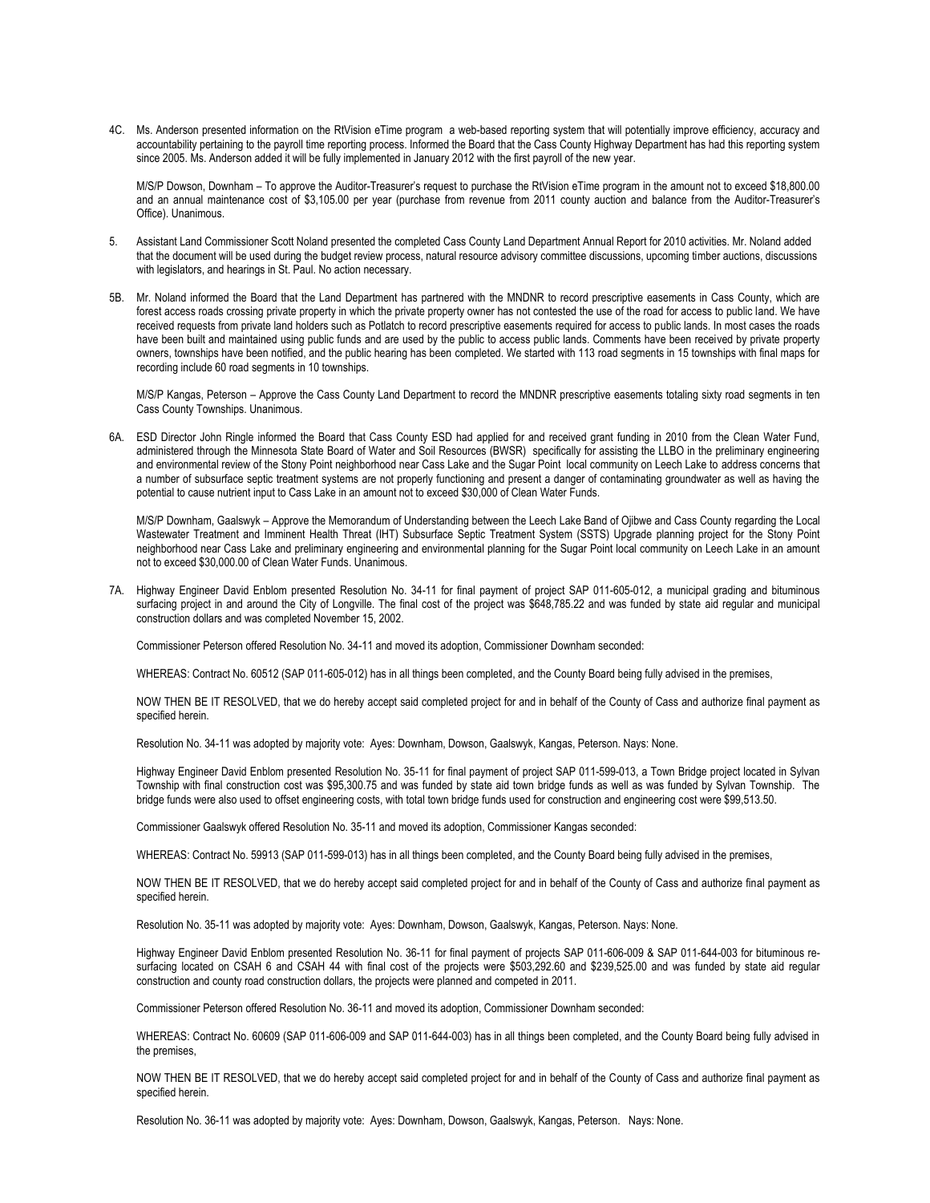4C. Ms. Anderson presented information on the RtVision eTime program a web-based reporting system that will potentially improve efficiency, accuracy and accountability pertaining to the payroll time reporting process. Informed the Board that the Cass County Highway Department has had this reporting system since 2005. Ms. Anderson added it will be fully implemented in January 2012 with the first payroll of the new year.

M/S/P Dowson, Downham – To approve the Auditor-Treasurer's request to purchase the RtVision eTime program in the amount not to exceed $18,800.00 and an annual maintenance cost of $3,105.00 per year (purchase from revenue from 2011 county auction and balance from the Auditor-Treasurer's Office). Unanimous.

5. Assistant Land Commissioner Scott Noland presented the completed Cass County Land Department Annual Report for 2010 activities. Mr. Noland added that the document will be used during the budget review process, natural resource advisory committee discussions, upcoming timber auctions, discussions with legislators, and hearings in St. Paul. No action necessary.

5B. Mr. Noland informed the Board that the Land Department has partnered with the MNDNR to record prescriptive easements in Cass County, which are forest access roads crossing private property in which the private property owner has not contested the use of the road for access to public land. We have received requests from private land holders such as Potlatch to record prescriptive easements required for access to public lands. In most cases the roads have been built and maintained using public funds and are used by the public to access public lands. Comments have been received by private property owners, townships have been notified, and the public hearing has been completed. We started with 113 road segments in 15 townships with final maps for recording include 60 road segments in 10 townships.

M/S/P Kangas, Peterson – Approve the Cass County Land Department to record the MNDNR prescriptive easements totaling sixty road segments in ten Cass County Townships. Unanimous.

6A. ESD Director John Ringle informed the Board that Cass County ESD had applied for and received grant funding in 2010 from the Clean Water Fund, administered through the Minnesota State Board of Water and Soil Resources (BWSR) specifically for assisting the LLBO in the preliminary engineering and environmental review of the Stony Point neighborhood near Cass Lake and the Sugar Point local community on Leech Lake to address concerns that a number of subsurface septic treatment systems are not properly functioning and present a danger of contaminating groundwater as well as having the potential to cause nutrient input to Cass Lake in an amount not to exceed $30,000 of Clean Water Funds.

M/S/P Downham, Gaalswyk – Approve the Memorandum of Understanding between the Leech Lake Band of Ojibwe and Cass County regarding the Local Wastewater Treatment and Imminent Health Threat (IHT) Subsurface Septic Treatment System (SSTS) Upgrade planning project for the Stony Point neighborhood near Cass Lake and preliminary engineering and environmental planning for the Sugar Point local community on Leech Lake in an amount not to exceed $30,000.00 of Clean Water Funds. Unanimous.

7A. Highway Engineer David Enblom presented Resolution No. 34-11 for final payment of project SAP 011-605-012, a municipal grading and bituminous surfacing project in and around the City of Longville. The final cost of the project was $648,785.22 and was funded by state aid regular and municipal construction dollars and was completed November 15, 2002.

Commissioner Peterson offered Resolution No. 34-11 and moved its adoption, Commissioner Downham seconded:

WHEREAS: Contract No. 60512 (SAP 011-605-012) has in all things been completed, and the County Board being fully advised in the premises,

NOW THEN BE IT RESOLVED, that we do hereby accept said completed project for and in behalf of the County of Cass and authorize final payment as specified herein.

Resolution No. 34-11 was adopted by majority vote: Ayes: Downham, Dowson, Gaalswyk, Kangas, Peterson. Nays: None.

Highway Engineer David Enblom presented Resolution No. 35-11 for final payment of project SAP 011-599-013, a Town Bridge project located in Sylvan Township with final construction cost was $95,300.75 and was funded by state aid town bridge funds as well as was funded by Sylvan Township. The bridge funds were also used to offset engineering costs, with total town bridge funds used for construction and engineering cost were $99,513.50.

Commissioner Gaalswyk offered Resolution No. 35-11 and moved its adoption, Commissioner Kangas seconded:

WHEREAS: Contract No. 59913 (SAP 011-599-013) has in all things been completed, and the County Board being fully advised in the premises,

NOW THEN BE IT RESOLVED, that we do hereby accept said completed project for and in behalf of the County of Cass and authorize final payment as specified herein.

Resolution No. 35-11 was adopted by majority vote: Ayes: Downham, Dowson, Gaalswyk, Kangas, Peterson. Nays: None.

Highway Engineer David Enblom presented Resolution No. 36-11 for final payment of projects SAP 011-606-009 & SAP 011-644-003 for bituminous re-surfacing located on CSAH 6 and CSAH 44 with final cost of the projects were $503,292.60 and $239,525.00 and was funded by state aid regular construction and county road construction dollars, the projects were planned and competed in 2011.

Commissioner Peterson offered Resolution No. 36-11 and moved its adoption, Commissioner Downham seconded:

WHEREAS: Contract No. 60609 (SAP 011-606-009 and SAP 011-644-003) has in all things been completed, and the County Board being fully advised in the premises,

NOW THEN BE IT RESOLVED, that we do hereby accept said completed project for and in behalf of the County of Cass and authorize final payment as specified herein.

Resolution No. 36-11 was adopted by majority vote: Ayes: Downham, Dowson, Gaalswyk, Kangas, Peterson. Nays: None.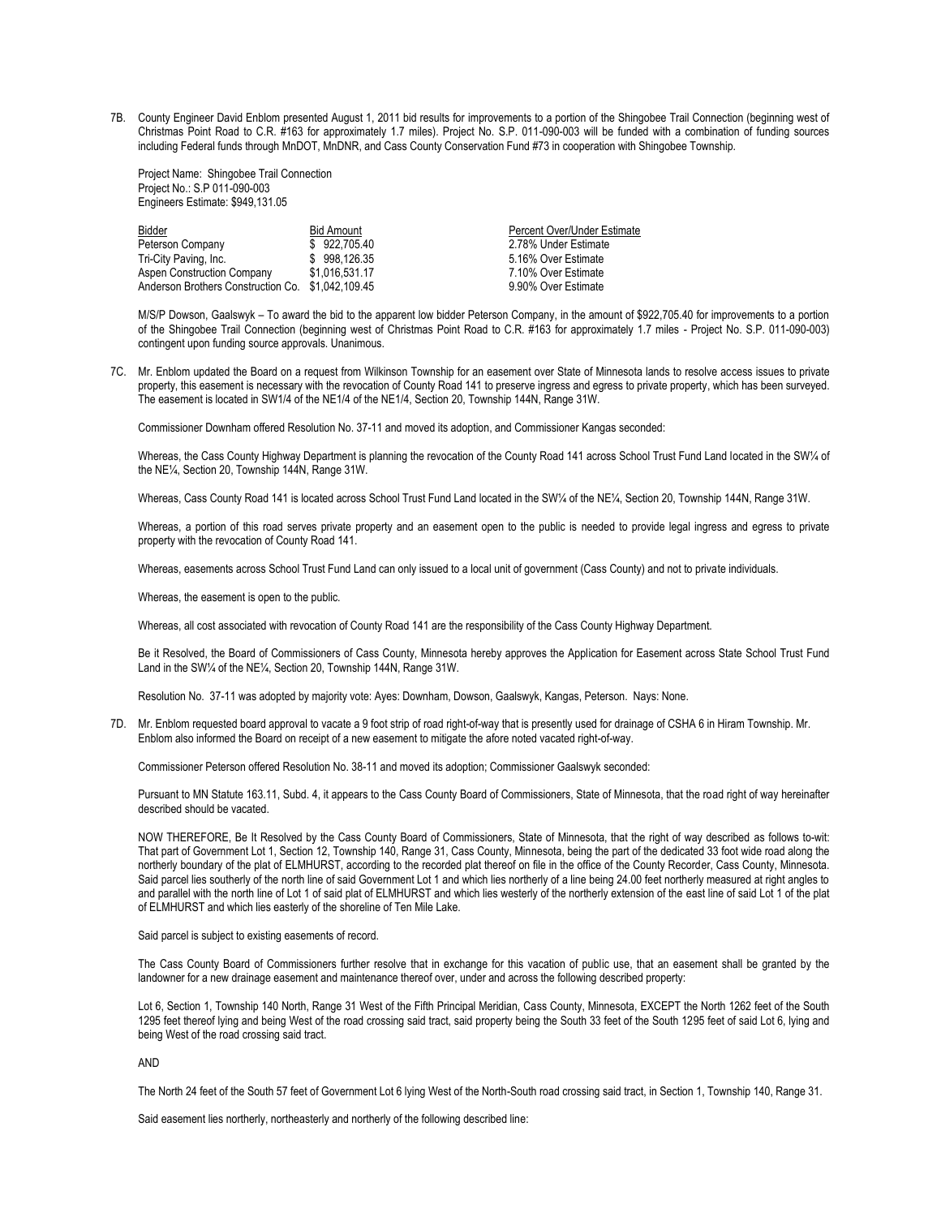7B. County Engineer David Enblom presented August 1, 2011 bid results for improvements to a portion of the Shingobee Trail Connection (beginning west of Christmas Point Road to C.R. #163 for approximately 1.7 miles). Project No. S.P. 011-090-003 will be funded with a combination of funding sources including Federal funds through MnDOT, MnDNR, and Cass County Conservation Fund #73 in cooperation with Shingobee Township.

Project Name: Shingobee Trail Connection
Project No.: S.P 011-090-003
Engineers Estimate: $949,131.05

| Bidder | Bid Amount | Percent Over/Under Estimate |
|---|---|---|
| Peterson Company | $ 922,705.40 | 2.78% Under Estimate |
| Tri-City Paving, Inc. | $ 998,126.35 | 5.16% Over Estimate |
| Aspen Construction Company | $1,016,531.17 | 7.10% Over Estimate |
| Anderson Brothers Construction Co. | $1,042,109.45 | 9.90% Over Estimate |

M/S/P Dowson, Gaalswyk – To award the bid to the apparent low bidder Peterson Company, in the amount of $922,705.40 for improvements to a portion of the Shingobee Trail Connection (beginning west of Christmas Point Road to C.R. #163 for approximately 1.7 miles - Project No. S.P. 011-090-003) contingent upon funding source approvals. Unanimous.

7C. Mr. Enblom updated the Board on a request from Wilkinson Township for an easement over State of Minnesota lands to resolve access issues to private property, this easement is necessary with the revocation of County Road 141 to preserve ingress and egress to private property, which has been surveyed. The easement is located in SW1/4 of the NE1/4 of the NE1/4, Section 20, Township 144N, Range 31W.

Commissioner Downham offered Resolution No. 37-11 and moved its adoption, and Commissioner Kangas seconded:

Whereas, the Cass County Highway Department is planning the revocation of the County Road 141 across School Trust Fund Land located in the SW¼ of the NE¼, Section 20, Township 144N, Range 31W.

Whereas, Cass County Road 141 is located across School Trust Fund Land located in the SW¼ of the NE¼, Section 20, Township 144N, Range 31W.

Whereas, a portion of this road serves private property and an easement open to the public is needed to provide legal ingress and egress to private property with the revocation of County Road 141.

Whereas, easements across School Trust Fund Land can only issued to a local unit of government (Cass County) and not to private individuals.

Whereas, the easement is open to the public.

Whereas, all cost associated with revocation of County Road 141 are the responsibility of the Cass County Highway Department.

Be it Resolved, the Board of Commissioners of Cass County, Minnesota hereby approves the Application for Easement across State School Trust Fund Land in the SW¼ of the NE¼, Section 20, Township 144N, Range 31W.

Resolution No. 37-11 was adopted by majority vote: Ayes: Downham, Dowson, Gaalswyk, Kangas, Peterson. Nays: None.

7D. Mr. Enblom requested board approval to vacate a 9 foot strip of road right-of-way that is presently used for drainage of CSHA 6 in Hiram Township. Mr. Enblom also informed the Board on receipt of a new easement to mitigate the afore noted vacated right-of-way.

Commissioner Peterson offered Resolution No. 38-11 and moved its adoption; Commissioner Gaalswyk seconded:

Pursuant to MN Statute 163.11, Subd. 4, it appears to the Cass County Board of Commissioners, State of Minnesota, that the road right of way hereinafter described should be vacated.

NOW THEREFORE, Be It Resolved by the Cass County Board of Commissioners, State of Minnesota, that the right of way described as follows to-wit: That part of Government Lot 1, Section 12, Township 140, Range 31, Cass County, Minnesota, being the part of the dedicated 33 foot wide road along the northerly boundary of the plat of ELMHURST, according to the recorded plat thereof on file in the office of the County Recorder, Cass County, Minnesota. Said parcel lies southerly of the north line of said Government Lot 1 and which lies northerly of a line being 24.00 feet northerly measured at right angles to and parallel with the north line of Lot 1 of said plat of ELMHURST and which lies westerly of the northerly extension of the east line of said Lot 1 of the plat of ELMHURST and which lies easterly of the shoreline of Ten Mile Lake.

Said parcel is subject to existing easements of record.

The Cass County Board of Commissioners further resolve that in exchange for this vacation of public use, that an easement shall be granted by the landowner for a new drainage easement and maintenance thereof over, under and across the following described property:

Lot 6, Section 1, Township 140 North, Range 31 West of the Fifth Principal Meridian, Cass County, Minnesota, EXCEPT the North 1262 feet of the South 1295 feet thereof lying and being West of the road crossing said tract, said property being the South 33 feet of the South 1295 feet of said Lot 6, lying and being West of the road crossing said tract.

AND

The North 24 feet of the South 57 feet of Government Lot 6 lying West of the North-South road crossing said tract, in Section 1, Township 140, Range 31.

Said easement lies northerly, northeasterly and northerly of the following described line: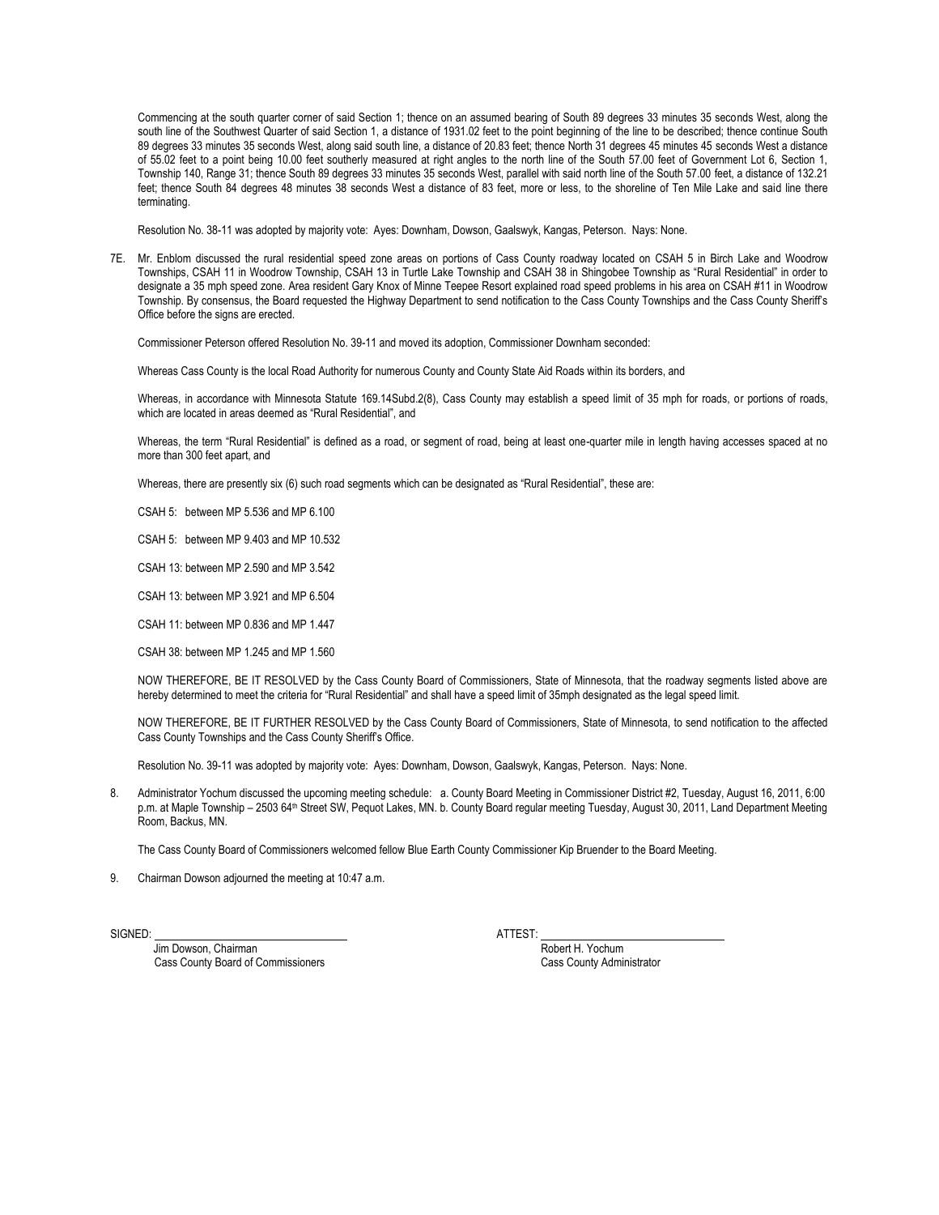Commencing at the south quarter corner of said Section 1; thence on an assumed bearing of South 89 degrees 33 minutes 35 seconds West, along the south line of the Southwest Quarter of said Section 1, a distance of 1931.02 feet to the point beginning of the line to be described; thence continue South 89 degrees 33 minutes 35 seconds West, along said south line, a distance of 20.83 feet; thence North 31 degrees 45 minutes 45 seconds West a distance of 55.02 feet to a point being 10.00 feet southerly measured at right angles to the north line of the South 57.00 feet of Government Lot 6, Section 1, Township 140, Range 31; thence South 89 degrees 33 minutes 35 seconds West, parallel with said north line of the South 57.00 feet, a distance of 132.21 feet; thence South 84 degrees 48 minutes 38 seconds West a distance of 83 feet, more or less, to the shoreline of Ten Mile Lake and said line there terminating.

Resolution No. 38-11 was adopted by majority vote: Ayes: Downham, Dowson, Gaalswyk, Kangas, Peterson. Nays: None.

7E. Mr. Enblom discussed the rural residential speed zone areas on portions of Cass County roadway located on CSAH 5 in Birch Lake and Woodrow Townships, CSAH 11 in Woodrow Township, CSAH 13 in Turtle Lake Township and CSAH 38 in Shingobee Township as "Rural Residential" in order to designate a 35 mph speed zone. Area resident Gary Knox of Minne Teepee Resort explained road speed problems in his area on CSAH #11 in Woodrow Township. By consensus, the Board requested the Highway Department to send notification to the Cass County Townships and the Cass County Sheriff's Office before the signs are erected.

Commissioner Peterson offered Resolution No. 39-11 and moved its adoption, Commissioner Downham seconded:

Whereas Cass County is the local Road Authority for numerous County and County State Aid Roads within its borders, and

Whereas, in accordance with Minnesota Statute 169.14Subd.2(8), Cass County may establish a speed limit of 35 mph for roads, or portions of roads, which are located in areas deemed as "Rural Residential", and

Whereas, the term "Rural Residential" is defined as a road, or segment of road, being at least one-quarter mile in length having accesses spaced at no more than 300 feet apart, and

Whereas, there are presently six (6) such road segments which can be designated as "Rural Residential", these are:

CSAH 5: between MP 5.536 and MP 6.100

CSAH 5: between MP 9.403 and MP 10.532

CSAH 13: between MP 2.590 and MP 3.542

CSAH 13: between MP 3.921 and MP 6.504

CSAH 11: between MP 0.836 and MP 1.447

CSAH 38: between MP 1.245 and MP 1.560

NOW THEREFORE, BE IT RESOLVED by the Cass County Board of Commissioners, State of Minnesota, that the roadway segments listed above are hereby determined to meet the criteria for "Rural Residential" and shall have a speed limit of 35mph designated as the legal speed limit.

NOW THEREFORE, BE IT FURTHER RESOLVED by the Cass County Board of Commissioners, State of Minnesota, to send notification to the affected Cass County Townships and the Cass County Sheriff's Office.

Resolution No. 39-11 was adopted by majority vote: Ayes: Downham, Dowson, Gaalswyk, Kangas, Peterson. Nays: None.

8. Administrator Yochum discussed the upcoming meeting schedule: a. County Board Meeting in Commissioner District #2, Tuesday, August 16, 2011, 6:00 p.m. at Maple Township – 2503 64th Street SW, Pequot Lakes, MN. b. County Board regular meeting Tuesday, August 30, 2011, Land Department Meeting Room, Backus, MN.

The Cass County Board of Commissioners welcomed fellow Blue Earth County Commissioner Kip Bruender to the Board Meeting.

9. Chairman Dowson adjourned the meeting at 10:47 a.m.

SIGNED: ______________________________
Jim Dowson, Chairman
Cass County Board of Commissioners

ATTEST: ______________________________
Robert H. Yochum
Cass County Administrator